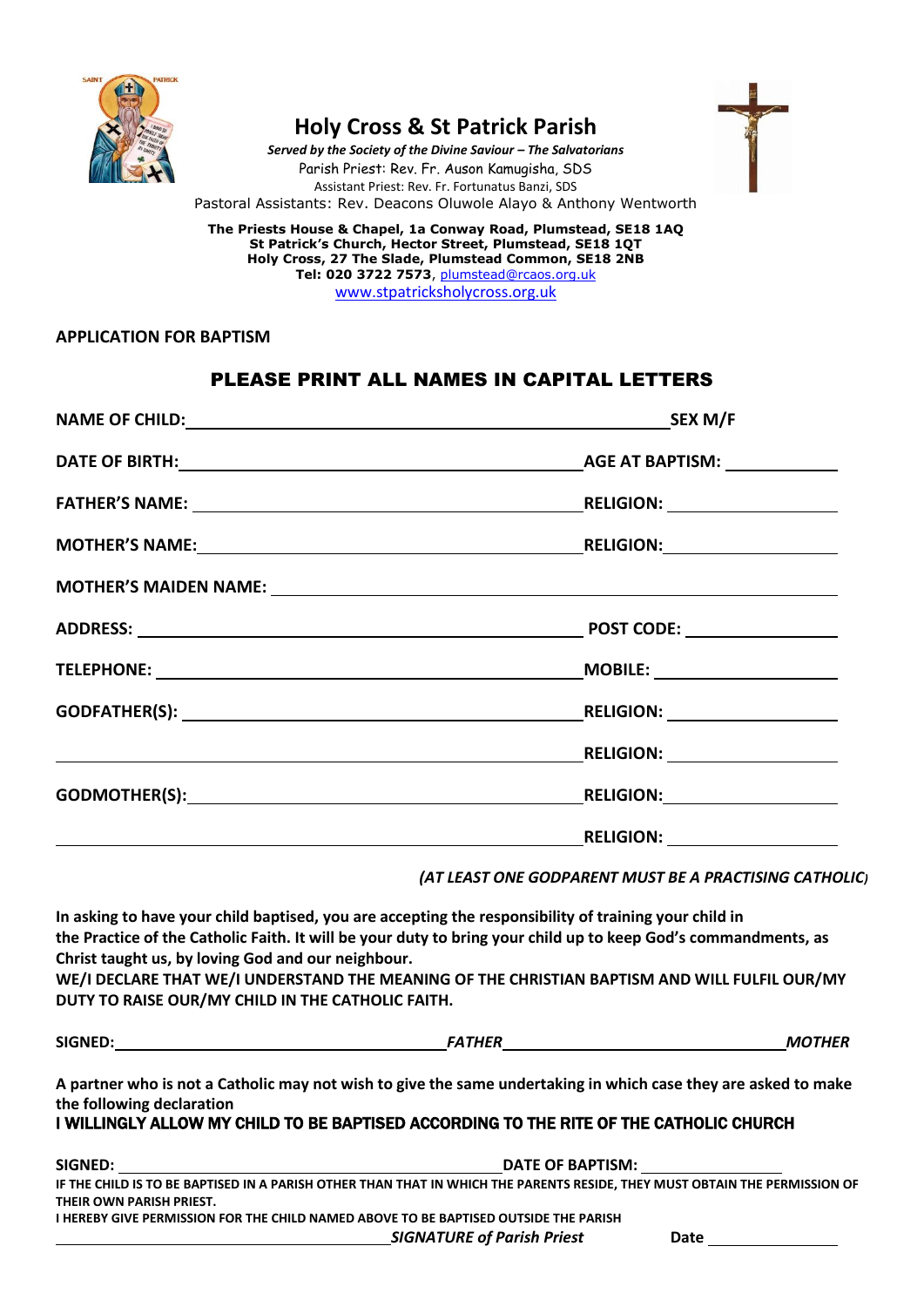# Holy Cross & St Patrick Parish

*Served by the Society of the Divine Saviour – The Salvatorians*

Parish Priest: Rev. Fr. Auson Kamugisha, SDS

Assistant Priest: Rev. Fr. Fortunatus Banzi, SDS

Pastoral Assistants: Rev. Deacons Oluwole Alayo & Anthony Wentworth

**The Priests House & Chapel, 1a Conway Road, Plumstead, SE18 1AQ**
**St Patrick's Church, Hector Street, Plumstead, SE18 1QT**
**Holy Cross, 27 The Slade, Plumstead Common, SE18 2NB**
**Tel: 020 3722 7573**, plumstead@rcaos.org.uk
www.stpatricksholycross.org.uk

## APPLICATION FOR BAPTISM

### PLEASE PRINT ALL NAMES IN CAPITAL LETTERS

**NAME OF CHILD:** ____________________ **SEX M/F**

**DATE OF BIRTH:** ____________________ **AGE AT BAPTISM:** __________

**FATHER'S NAME:** ____________________ **RELIGION:** __________

**MOTHER'S NAME:** ____________________ **RELIGION:** __________

**MOTHER'S MAIDEN NAME:** ____________________

**ADDRESS:** ____________________ **POST CODE:** __________

**TELEPHONE:** ____________________ **MOBILE:** __________

**GODFATHER(S):** ____________________ **RELIGION:** __________

____________________ **RELIGION:** __________

**GODMOTHER(S):** ____________________ **RELIGION:** __________

____________________ **RELIGION:** __________

*(AT LEAST ONE GODPARENT MUST BE A PRACTISING CATHOLIC)*

**In asking to have your child baptised, you are accepting the responsibility of training your child in the Practice of the Catholic Faith. It will be your duty to bring your child up to keep God's commandments, as Christ taught us, by loving God and our neighbour.**
**WE/I DECLARE THAT WE/I UNDERSTAND THE MEANING OF THE CHRISTIAN BAPTISM AND WILL FULFIL OUR/MY DUTY TO RAISE OUR/MY CHILD IN THE CATHOLIC FAITH.**

**SIGNED:** ____________________ ***FATHER*** ____________________ ***MOTHER***

**A partner who is not a Catholic may not wish to give the same undertaking in which case they are asked to make the following declaration**
**I WILLINGLY ALLOW MY CHILD TO BE BAPTISED ACCORDING TO THE RITE OF THE CATHOLIC CHURCH**

**SIGNED:** ____________________ **DATE OF BAPTISM:** __________

**IF THE CHILD IS TO BE BAPTISED IN A PARISH OTHER THAN THAT IN WHICH THE PARENTS RESIDE, THEY MUST OBTAIN THE PERMISSION OF THEIR OWN PARISH PRIEST.**
**I HEREBY GIVE PERMISSION FOR THE CHILD NAMED ABOVE TO BE BAPTISED OUTSIDE THE PARISH**

____________________ ***SIGNATURE of Parish Priest*** **Date** __________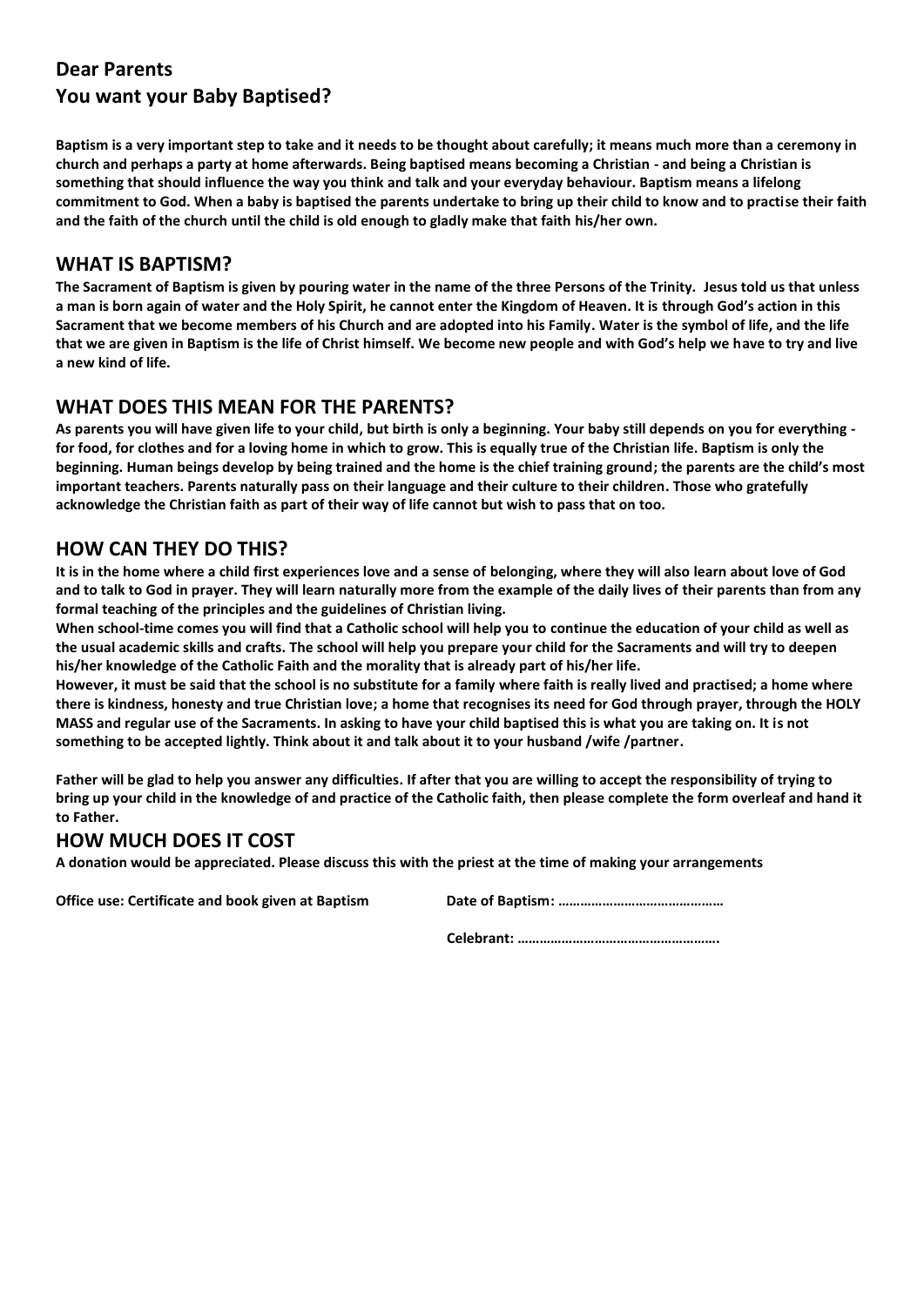## Dear Parents
## You want your Baby Baptised?

**Baptism is a very important step to take and it needs to be thought about carefully; it means much more than a ceremony in church and perhaps a party at home afterwards. Being baptised means becoming a Christian - and being a Christian is something that should influence the way you think and talk and your everyday behaviour. Baptism means a lifelong commitment to God. When a baby is baptised the parents undertake to bring up their child to know and to practise their faith and the faith of the church until the child is old enough to gladly make that faith his/her own.**

## WHAT IS BAPTISM?

**The Sacrament of Baptism is given by pouring water in the name of the three Persons of the Trinity. Jesus told us that unless a man is born again of water and the Holy Spirit, he cannot enter the Kingdom of Heaven. It is through God's action in this Sacrament that we become members of his Church and are adopted into his Family. Water is the symbol of life, and the life that we are given in Baptism is the life of Christ himself. We become new people and with God's help we have to try and live a new kind of life.**

## WHAT DOES THIS MEAN FOR THE PARENTS?

**As parents you will have given life to your child, but birth is only a beginning. Your baby still depends on you for everything - for food, for clothes and for a loving home in which to grow. This is equally true of the Christian life. Baptism is only the beginning. Human beings develop by being trained and the home is the chief training ground; the parents are the child's most important teachers. Parents naturally pass on their language and their culture to their children. Those who gratefully acknowledge the Christian faith as part of their way of life cannot but wish to pass that on too.**

## HOW CAN THEY DO THIS?

**It is in the home where a child first experiences love and a sense of belonging, where they will also learn about love of God and to talk to God in prayer. They will learn naturally more from the example of the daily lives of their parents than from any formal teaching of the principles and the guidelines of Christian living.**

**When school-time comes you will find that a Catholic school will help you to continue the education of your child as well as the usual academic skills and crafts. The school will help you prepare your child for the Sacraments and will try to deepen his/her knowledge of the Catholic Faith and the morality that is already part of his/her life.**

**However, it must be said that the school is no substitute for a family where faith is really lived and practised; a home where there is kindness, honesty and true Christian love; a home that recognises its need for God through prayer, through the HOLY MASS and regular use of the Sacraments. In asking to have your child baptised this is what you are taking on. It is not something to be accepted lightly. Think about it and talk about it to your husband /wife /partner.**

**Father will be glad to help you answer any difficulties. If after that you are willing to accept the responsibility of trying to bring up your child in the knowledge of and practice of the Catholic faith, then please complete the form overleaf and hand it to Father.**

## HOW MUCH DOES IT COST

**A donation would be appreciated. Please discuss this with the priest at the time of making your arrangements**

**Office use: Certificate and book given at Baptism**

**Date of Baptism: ………………………………………**

**Celebrant: ……………………………………………….**